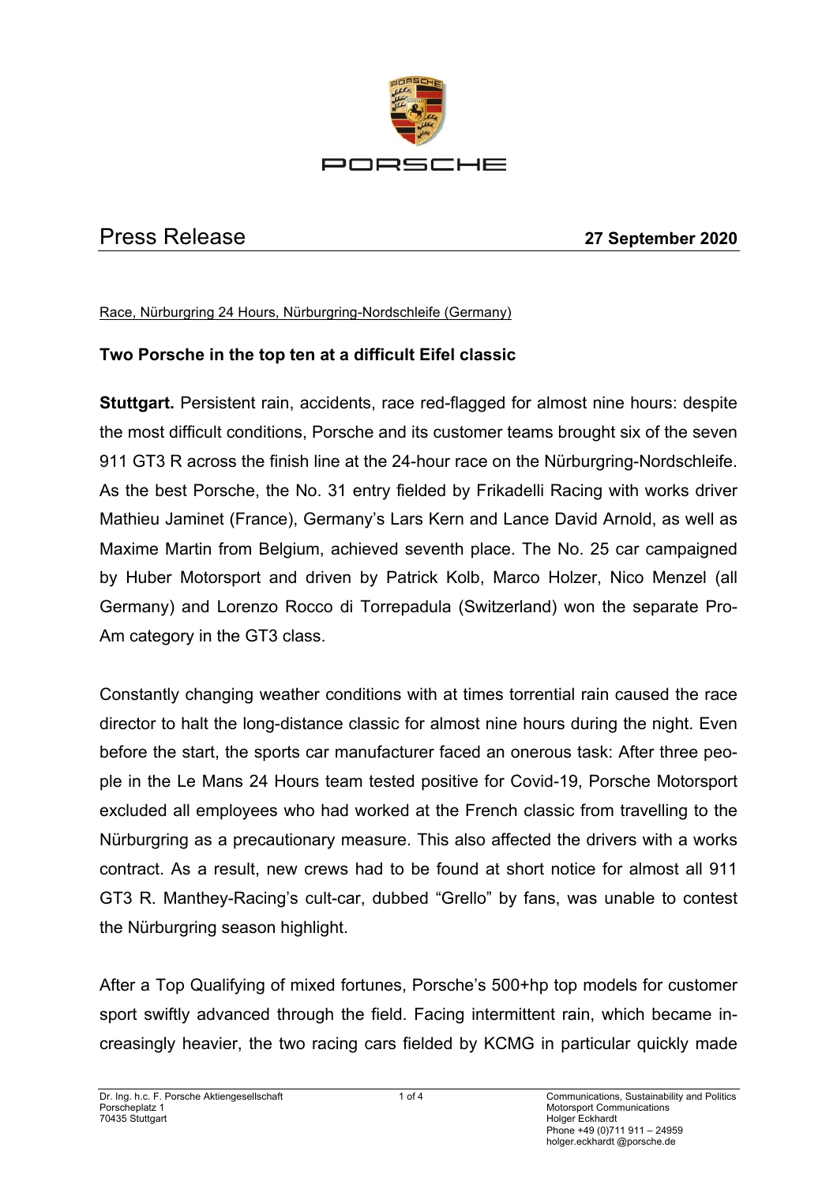# Press Release

**27 September 2020**

Race, Nürburgring 24 Hours, Nürburgring-Nordschleife (Germany)

**Two Porsche in the top ten at a difficult Eifel classic**

**Stuttgart.** Persistent rain, accidents, race red-flagged for almost nine hours: despite the most difficult conditions, Porsche and its customer teams brought six of the seven 911 GT3 R across the finish line at the 24-hour race on the Nürburgring-Nordschleife. As the best Porsche, the No. 31 entry fielded by Frikadelli Racing with works driver Mathieu Jaminet (France), Germany's Lars Kern and Lance David Arnold, as well as Maxime Martin from Belgium, achieved seventh place. The No. 25 car campaigned by Huber Motorsport and driven by Patrick Kolb, Marco Holzer, Nico Menzel (all Germany) and Lorenzo Rocco di Torrepadula (Switzerland) won the separate Pro-Am category in the GT3 class.

Constantly changing weather conditions with at times torrential rain caused the race director to halt the long-distance classic for almost nine hours during the night. Even before the start, the sports car manufacturer faced an onerous task: After three people in the Le Mans 24 Hours team tested positive for Covid-19, Porsche Motorsport excluded all employees who had worked at the French classic from travelling to the Nürburgring as a precautionary measure. This also affected the drivers with a works contract. As a result, new crews had to be found at short notice for almost all 911 GT3 R. Manthey-Racing's cult-car, dubbed "Grello" by fans, was unable to contest the Nürburgring season highlight.

After a Top Qualifying of mixed fortunes, Porsche's 500+hp top models for customer sport swiftly advanced through the field. Facing intermittent rain, which became increasingly heavier, the two racing cars fielded by KCMG in particular quickly made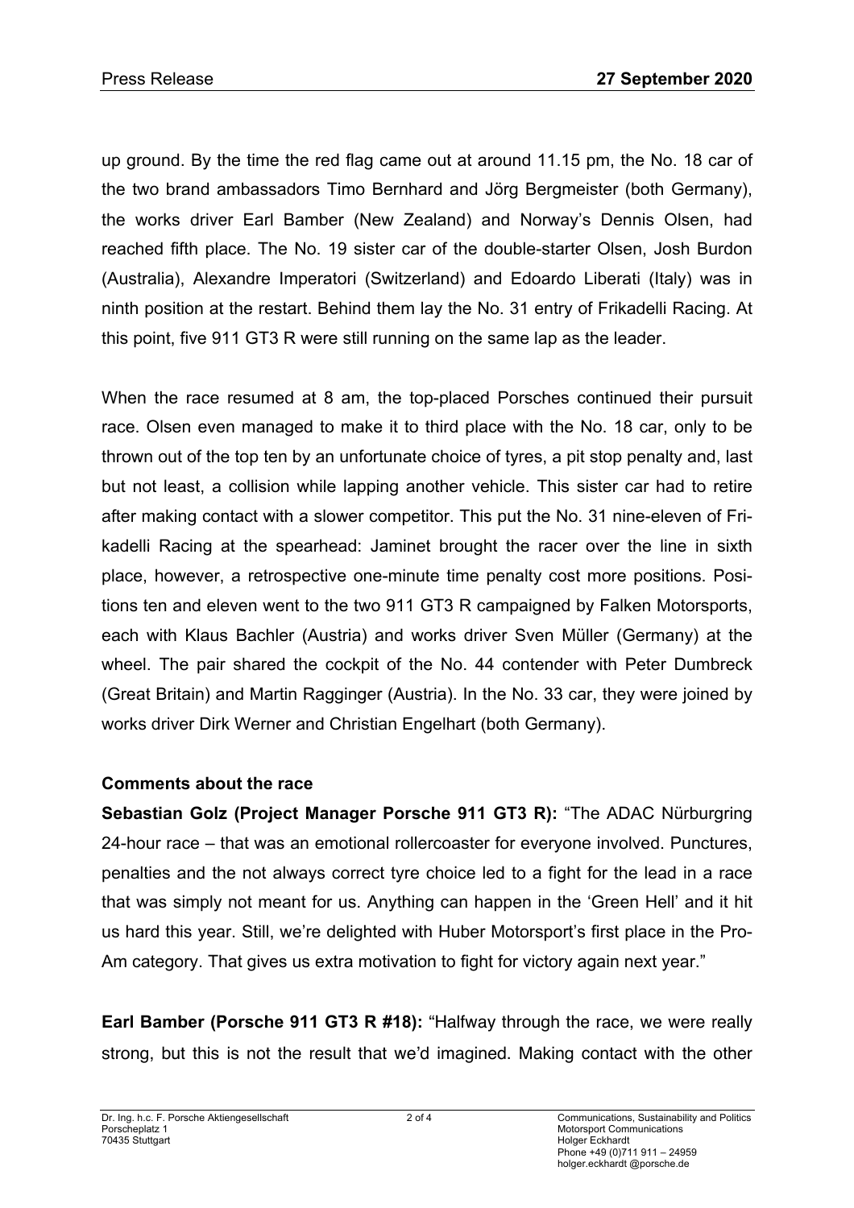up ground. By the time the red flag came out at around 11.15 pm, the No. 18 car of the two brand ambassadors Timo Bernhard and Jörg Bergmeister (both Germany), the works driver Earl Bamber (New Zealand) and Norway's Dennis Olsen, had reached fifth place. The No. 19 sister car of the double-starter Olsen, Josh Burdon (Australia), Alexandre Imperatori (Switzerland) and Edoardo Liberati (Italy) was in ninth position at the restart. Behind them lay the No. 31 entry of Frikadelli Racing. At this point, five 911 GT3 R were still running on the same lap as the leader.

When the race resumed at 8 am, the top-placed Porsches continued their pursuit race. Olsen even managed to make it to third place with the No. 18 car, only to be thrown out of the top ten by an unfortunate choice of tyres, a pit stop penalty and, last but not least, a collision while lapping another vehicle. This sister car had to retire after making contact with a slower competitor. This put the No. 31 nine-eleven of Frikadelli Racing at the spearhead: Jaminet brought the racer over the line in sixth place, however, a retrospective one-minute time penalty cost more positions. Positions ten and eleven went to the two 911 GT3 R campaigned by Falken Motorsports, each with Klaus Bachler (Austria) and works driver Sven Müller (Germany) at the wheel. The pair shared the cockpit of the No. 44 contender with Peter Dumbreck (Great Britain) and Martin Ragginger (Austria). In the No. 33 car, they were joined by works driver Dirk Werner and Christian Engelhart (both Germany).

## Comments about the race

**Sebastian Golz (Project Manager Porsche 911 GT3 R):** "The ADAC Nürburgring 24-hour race – that was an emotional rollercoaster for everyone involved. Punctures, penalties and the not always correct tyre choice led to a fight for the lead in a race that was simply not meant for us. Anything can happen in the 'Green Hell' and it hit us hard this year. Still, we're delighted with Huber Motorsport's first place in the Pro-Am category. That gives us extra motivation to fight for victory again next year."

**Earl Bamber (Porsche 911 GT3 R #18):** "Halfway through the race, we were really strong, but this is not the result that we'd imagined. Making contact with the other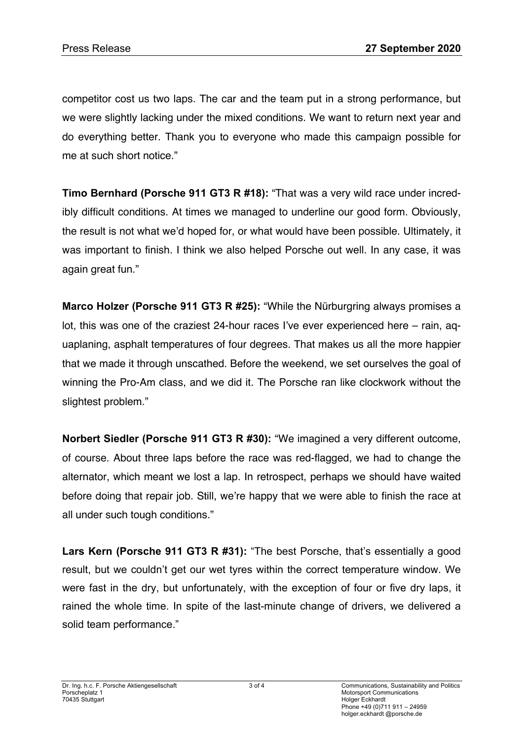competitor cost us two laps. The car and the team put in a strong performance, but we were slightly lacking under the mixed conditions. We want to return next year and do everything better. Thank you to everyone who made this campaign possible for me at such short notice."

**Timo Bernhard (Porsche 911 GT3 R #18):** "That was a very wild race under incredibly difficult conditions. At times we managed to underline our good form. Obviously, the result is not what we'd hoped for, or what would have been possible. Ultimately, it was important to finish. I think we also helped Porsche out well. In any case, it was again great fun."

**Marco Holzer (Porsche 911 GT3 R #25):** "While the Nürburgring always promises a lot, this was one of the craziest 24-hour races I've ever experienced here – rain, aquaplaning, asphalt temperatures of four degrees. That makes us all the more happier that we made it through unscathed. Before the weekend, we set ourselves the goal of winning the Pro-Am class, and we did it. The Porsche ran like clockwork without the slightest problem."

**Norbert Siedler (Porsche 911 GT3 R #30):** "We imagined a very different outcome, of course. About three laps before the race was red-flagged, we had to change the alternator, which meant we lost a lap. In retrospect, perhaps we should have waited before doing that repair job. Still, we're happy that we were able to finish the race at all under such tough conditions."

**Lars Kern (Porsche 911 GT3 R #31):** "The best Porsche, that's essentially a good result, but we couldn't get our wet tyres within the correct temperature window. We were fast in the dry, but unfortunately, with the exception of four or five dry laps, it rained the whole time. In spite of the last-minute change of drivers, we delivered a solid team performance."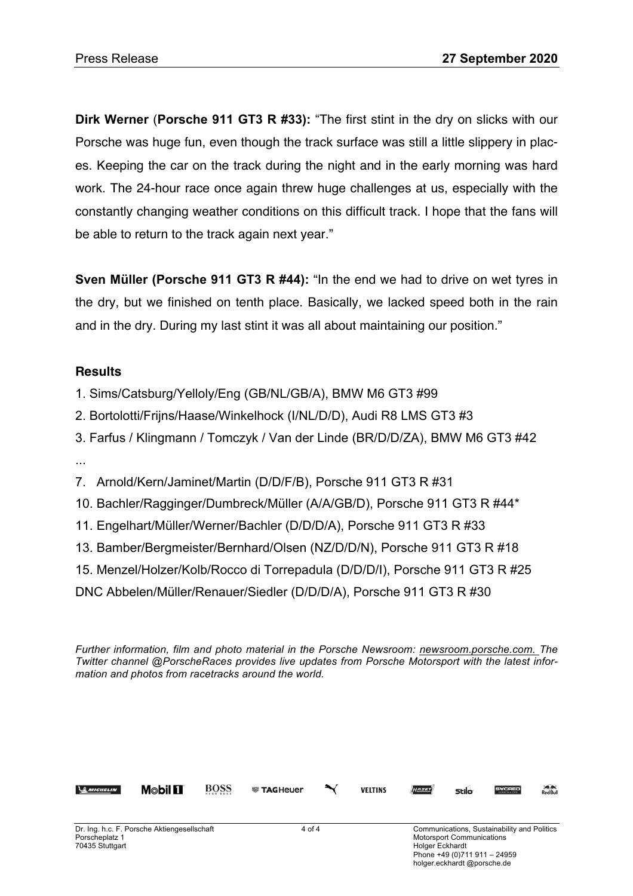**Dirk Werner** (**Porsche 911 GT3 R #33):** "The first stint in the dry on slicks with our Porsche was huge fun, even though the track surface was still a little slippery in places. Keeping the car on the track during the night and in the early morning was hard work. The 24-hour race once again threw huge challenges at us, especially with the constantly changing weather conditions on this difficult track. I hope that the fans will be able to return to the track again next year."

**Sven Müller (Porsche 911 GT3 R #44):** "In the end we had to drive on wet tyres in the dry, but we finished on tenth place. Basically, we lacked speed both in the rain and in the dry. During my last stint it was all about maintaining our position."

**Results**

1. Sims/Catsburg/Yelloly/Eng (GB/NL/GB/A), BMW M6 GT3 #99
2. Bortolotti/Frijns/Haase/Winkelhock (I/NL/D/D), Audi R8 LMS GT3 #3
3. Farfus / Klingmann / Tomczyk / Van der Linde (BR/D/D/ZA), BMW M6 GT3 #42

...

7. Arnold/Kern/Jaminet/Martin (D/D/F/B), Porsche 911 GT3 R #31
10. Bachler/Ragginger/Dumbreck/Müller (A/A/GB/D), Porsche 911 GT3 R #44*
11. Engelhart/Müller/Werner/Bachler (D/D/D/A), Porsche 911 GT3 R #33
13. Bamber/Bergmeister/Bernhard/Olsen (NZ/D/D/N), Porsche 911 GT3 R #18
15. Menzel/Holzer/Kolb/Rocco di Torrepadula (D/D/D/I), Porsche 911 GT3 R #25

DNC Abbelen/Müller/Renauer/Siedler (D/D/D/A), Porsche 911 GT3 R #30

*Further information, film and photo material in the Porsche Newsroom: newsroom.porsche.com. The Twitter channel @PorscheRaces provides live updates from Porsche Motorsport with the latest information and photos from racetracks around the world.*

MICHELIN Mobil 1 BOSS TAG Heuer PUMA VELTINS HAZET Stilo SACRED Red Bull

Dr. Ing. h.c. F. Porsche Aktiengesellschaft
Porscheplatz 1
70435 Stuttgart

Communications, Sustainability and Politics
Motorsport Communications
Holger Eckhardt
Phone +49 (0)711 911 – 24959
holger.eckhardt @porsche.de